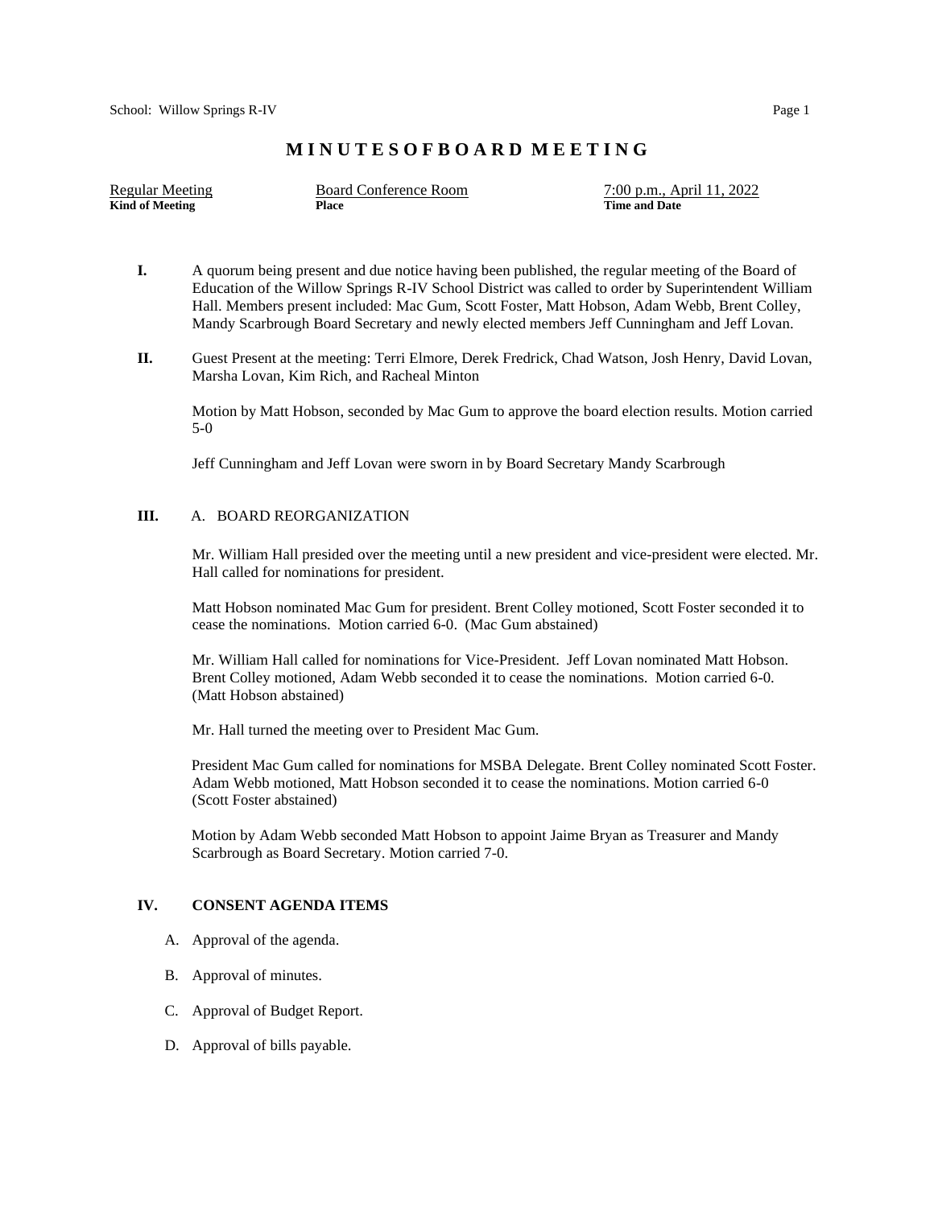School: Willow Springs R-IV

# M I N U T E S O F B O A R D M E E T I N G

| Regular Meeting | Board Conference Room | 7:00 p.m., April 11, 2022 |
|---|---|---|
| **Kind of Meeting** | **Place** | **Time and Date** |

**I.** A quorum being present and due notice having been published, the regular meeting of the Board of Education of the Willow Springs R-IV School District was called to order by Superintendent William Hall. Members present included: Mac Gum, Scott Foster, Matt Hobson, Adam Webb, Brent Colley, Mandy Scarbrough Board Secretary and newly elected members Jeff Cunningham and Jeff Lovan.

**II.** Guest Present at the meeting: Terri Elmore, Derek Fredrick, Chad Watson, Josh Henry, David Lovan, Marsha Lovan, Kim Rich, and Racheal Minton

Motion by Matt Hobson, seconded by Mac Gum to approve the board election results. Motion carried 5-0

Jeff Cunningham and Jeff Lovan were sworn in by Board Secretary Mandy Scarbrough

**III.** A. BOARD REORGANIZATION

Mr. William Hall presided over the meeting until a new president and vice-president were elected. Mr. Hall called for nominations for president.

Matt Hobson nominated Mac Gum for president. Brent Colley motioned, Scott Foster seconded it to cease the nominations. Motion carried 6-0. (Mac Gum abstained)

Mr. William Hall called for nominations for Vice-President. Jeff Lovan nominated Matt Hobson. Brent Colley motioned, Adam Webb seconded it to cease the nominations. Motion carried 6-0. (Matt Hobson abstained)

Mr. Hall turned the meeting over to President Mac Gum.

President Mac Gum called for nominations for MSBA Delegate. Brent Colley nominated Scott Foster. Adam Webb motioned, Matt Hobson seconded it to cease the nominations. Motion carried 6-0 (Scott Foster abstained)

Motion by Adam Webb seconded Matt Hobson to appoint Jaime Bryan as Treasurer and Mandy Scarbrough as Board Secretary. Motion carried 7-0.

**IV. CONSENT AGENDA ITEMS**

A. Approval of the agenda.

B. Approval of minutes.

C. Approval of Budget Report.

D. Approval of bills payable.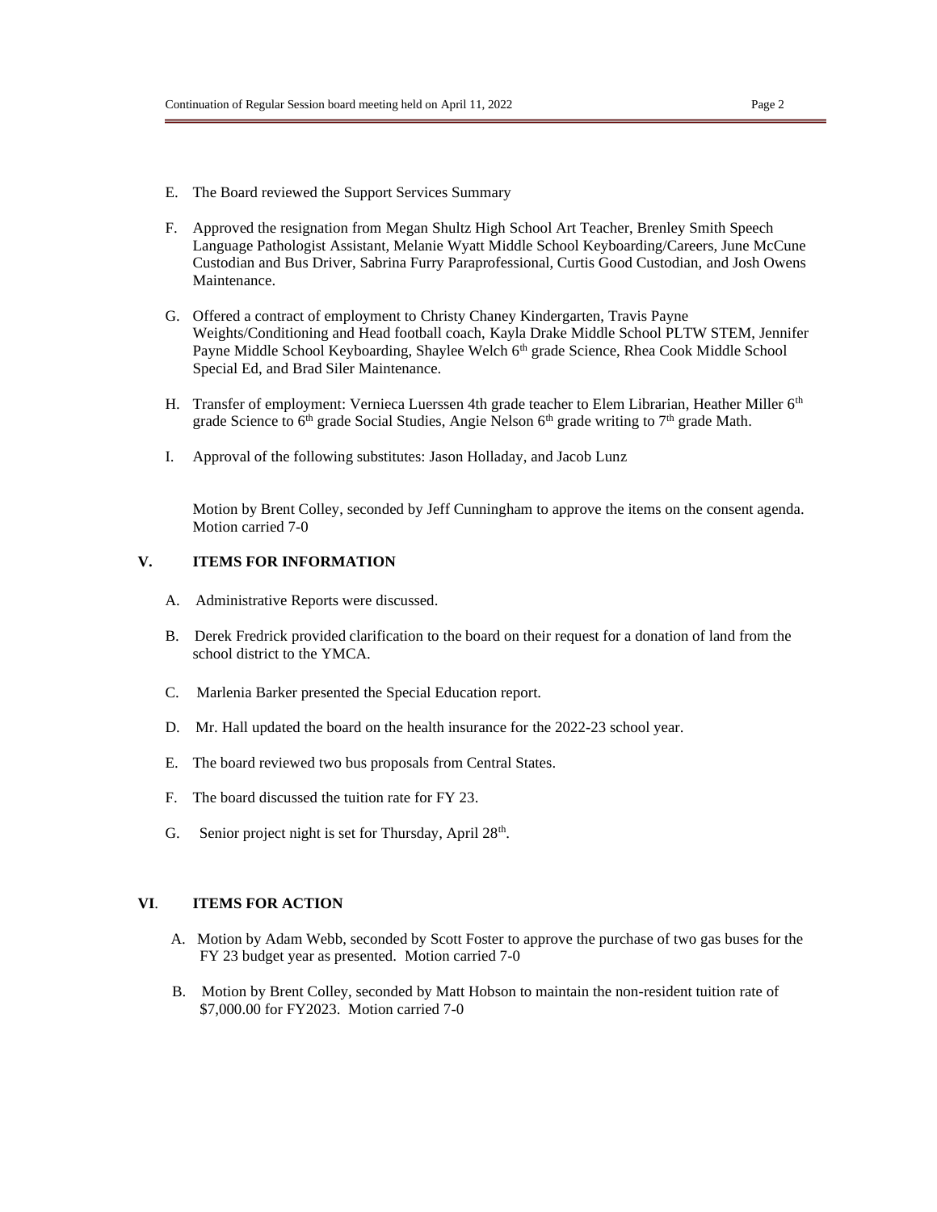E. The Board reviewed the Support Services Summary

F. Approved the resignation from Megan Shultz High School Art Teacher, Brenley Smith Speech Language Pathologist Assistant, Melanie Wyatt Middle School Keyboarding/Careers, June McCune Custodian and Bus Driver, Sabrina Furry Paraprofessional, Curtis Good Custodian, and Josh Owens Maintenance.

G. Offered a contract of employment to Christy Chaney Kindergarten, Travis Payne Weights/Conditioning and Head football coach, Kayla Drake Middle School PLTW STEM, Jennifer Payne Middle School Keyboarding, Shaylee Welch 6th grade Science, Rhea Cook Middle School Special Ed, and Brad Siler Maintenance.

H. Transfer of employment: Vernieca Luerssen 4th grade teacher to Elem Librarian, Heather Miller 6th grade Science to 6th grade Social Studies, Angie Nelson 6th grade writing to 7th grade Math.

I. Approval of the following substitutes: Jason Holladay, and Jacob Lunz

Motion by Brent Colley, seconded by Jeff Cunningham to approve the items on the consent agenda. Motion carried 7-0

## V. ITEMS FOR INFORMATION

A. Administrative Reports were discussed.

B. Derek Fredrick provided clarification to the board on their request for a donation of land from the school district to the YMCA.

C. Marlenia Barker presented the Special Education report.

D. Mr. Hall updated the board on the health insurance for the 2022-23 school year.

E. The board reviewed two bus proposals from Central States.

F. The board discussed the tuition rate for FY 23.

G. Senior project night is set for Thursday, April 28th.

## VI. ITEMS FOR ACTION

A. Motion by Adam Webb, seconded by Scott Foster to approve the purchase of two gas buses for the FY 23 budget year as presented. Motion carried 7-0

B. Motion by Brent Colley, seconded by Matt Hobson to maintain the non-resident tuition rate of $7,000.00 for FY2023. Motion carried 7-0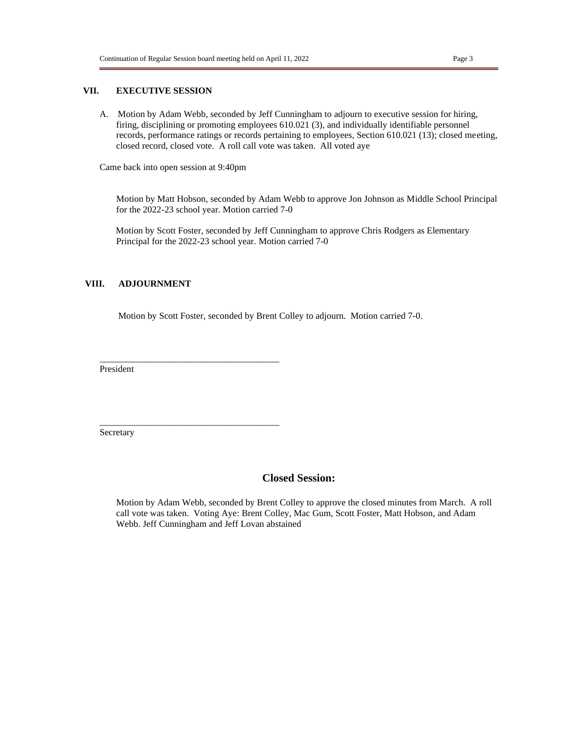## VII. EXECUTIVE SESSION

A. Motion by Adam Webb, seconded by Jeff Cunningham to adjourn to executive session for hiring, firing, disciplining or promoting employees 610.021 (3), and individually identifiable personnel records, performance ratings or records pertaining to employees, Section 610.021 (13); closed meeting, closed record, closed vote. A roll call vote was taken. All voted aye

Came back into open session at 9:40pm

Motion by Matt Hobson, seconded by Adam Webb to approve Jon Johnson as Middle School Principal for the 2022-23 school year. Motion carried 7-0

Motion by Scott Foster, seconded by Jeff Cunningham to approve Chris Rodgers as Elementary Principal for the 2022-23 school year. Motion carried 7-0

## VIII. ADJOURNMENT

Motion by Scott Foster, seconded by Brent Colley to adjourn. Motion carried 7-0.

______________________________________
President

______________________________________
Secretary

## Closed Session:

Motion by Adam Webb, seconded by Brent Colley to approve the closed minutes from March. A roll call vote was taken. Voting Aye: Brent Colley, Mac Gum, Scott Foster, Matt Hobson, and Adam Webb. Jeff Cunningham and Jeff Lovan abstained